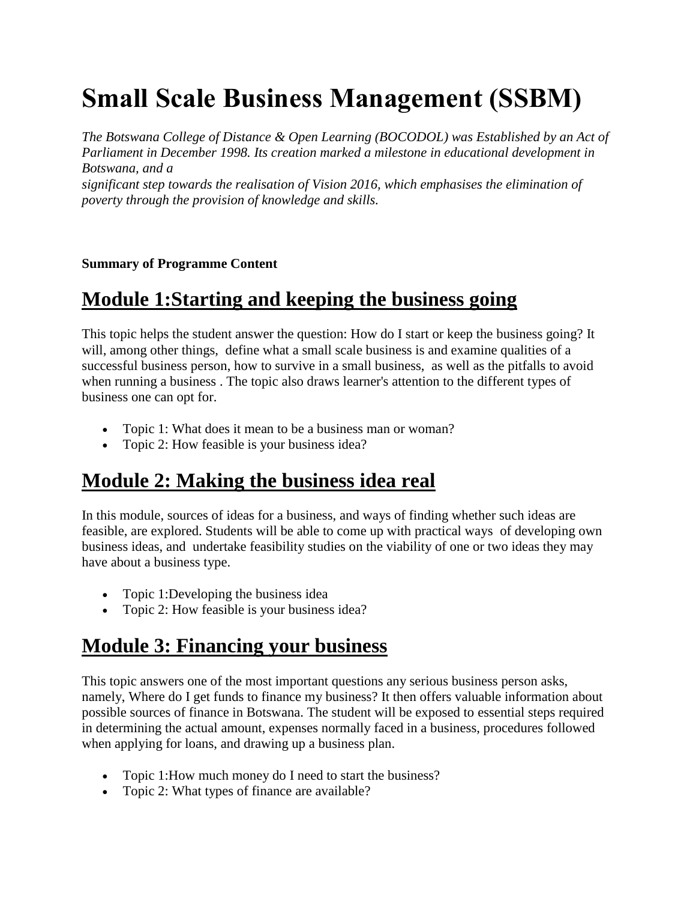# Small Scale Business Management (SSBM)

*The Botswana College of Distance & Open Learning (BOCODOL) was Established by an Act of Parliament in December 1998. Its creation marked a milestone in educational development in Botswana, and a significant step towards the realisation of Vision 2016, which emphasises the elimination of poverty through the provision of knowledge and skills.*

**Summary of Programme Content**

## Module 1:Starting and keeping the business going

This topic helps the student answer the question: How do I start or keep the business going? It will, among other things, define what a small scale business is and examine qualities of a successful business person, how to survive in a small business, as well as the pitfalls to avoid when running a business . The topic also draws learner's attention to the different types of business one can opt for.

- Topic 1: What does it mean to be a business man or woman?
- Topic 2: How feasible is your business idea?

## Module 2: Making the business idea real

In this module, sources of ideas for a business, and ways of finding whether such ideas are feasible, are explored. Students will be able to come up with practical ways of developing own business ideas, and undertake feasibility studies on the viability of one or two ideas they may have about a business type.

- Topic 1:Developing the business idea
- Topic 2: How feasible is your business idea?

## Module 3: Financing your business

This topic answers one of the most important questions any serious business person asks, namely, Where do I get funds to finance my business? It then offers valuable information about possible sources of finance in Botswana. The student will be exposed to essential steps required in determining the actual amount, expenses normally faced in a business, procedures followed when applying for loans, and drawing up a business plan.

- Topic 1:How much money do I need to start the business?
- Topic 2: What types of finance are available?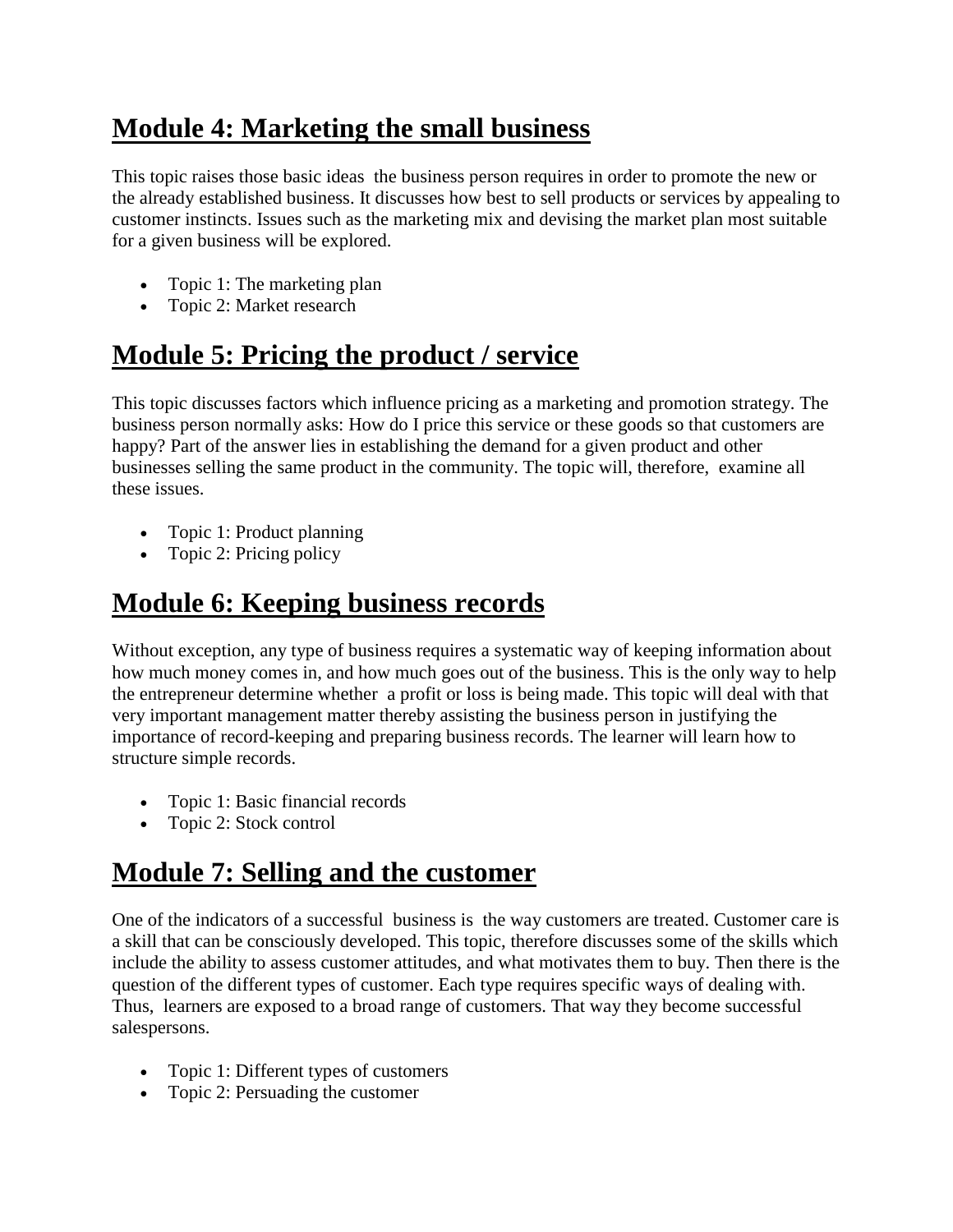# Module 4: Marketing the small business

This topic raises those basic ideas the business person requires in order to promote the new or the already established business. It discusses how best to sell products or services by appealing to customer instincts. Issues such as the marketing mix and devising the market plan most suitable for a given business will be explored.

- Topic 1: The marketing plan
- Topic 2: Market research

# Module 5: Pricing the product / service

This topic discusses factors which influence pricing as a marketing and promotion strategy. The business person normally asks: How do I price this service or these goods so that customers are happy? Part of the answer lies in establishing the demand for a given product and other businesses selling the same product in the community. The topic will, therefore, examine all these issues.

- Topic 1: Product planning
- Topic 2: Pricing policy

# Module 6: Keeping business records

Without exception, any type of business requires a systematic way of keeping information about how much money comes in, and how much goes out of the business. This is the only way to help the entrepreneur determine whether a profit or loss is being made. This topic will deal with that very important management matter thereby assisting the business person in justifying the importance of record-keeping and preparing business records. The learner will learn how to structure simple records.

- Topic 1: Basic financial records
- Topic 2: Stock control

# Module 7: Selling and the customer

One of the indicators of a successful business is the way customers are treated. Customer care is a skill that can be consciously developed. This topic, therefore discusses some of the skills which include the ability to assess customer attitudes, and what motivates them to buy. Then there is the question of the different types of customer. Each type requires specific ways of dealing with. Thus, learners are exposed to a broad range of customers. That way they become successful salespersons.

- Topic 1: Different types of customers
- Topic 2: Persuading the customer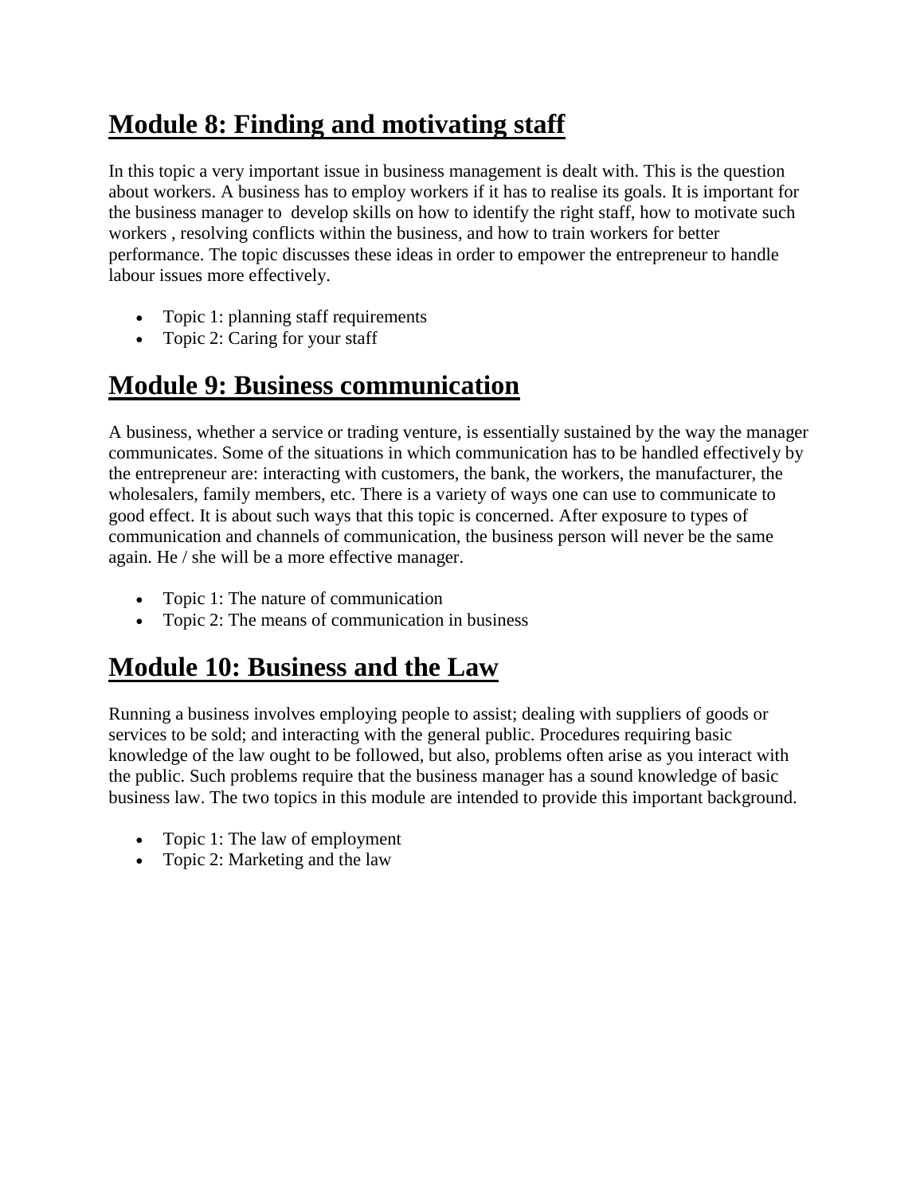## Module 8: Finding and motivating staff

In this topic a very important issue in business management is dealt with. This is the question about workers. A business has to employ workers if it has to realise its goals. It is important for the business manager to develop skills on how to identify the right staff, how to motivate such workers , resolving conflicts within the business, and how to train workers for better performance. The topic discusses these ideas in order to empower the entrepreneur to handle labour issues more effectively.

- Topic 1: planning staff requirements
- Topic 2: Caring for your staff

## Module 9: Business communication

A business, whether a service or trading venture, is essentially sustained by the way the manager communicates. Some of the situations in which communication has to be handled effectively by the entrepreneur are: interacting with customers, the bank, the workers, the manufacturer, the wholesalers, family members, etc. There is a variety of ways one can use to communicate to good effect. It is about such ways that this topic is concerned. After exposure to types of communication and channels of communication, the business person will never be the same again. He / she will be a more effective manager.

- Topic 1: The nature of communication
- Topic 2: The means of communication in business

## Module 10: Business and the Law

Running a business involves employing people to assist; dealing with suppliers of goods or services to be sold; and interacting with the general public. Procedures requiring basic knowledge of the law ought to be followed, but also, problems often arise as you interact with the public. Such problems require that the business manager has a sound knowledge of basic business law. The two topics in this module are intended to provide this important background.

- Topic 1: The law of employment
- Topic 2: Marketing and the law